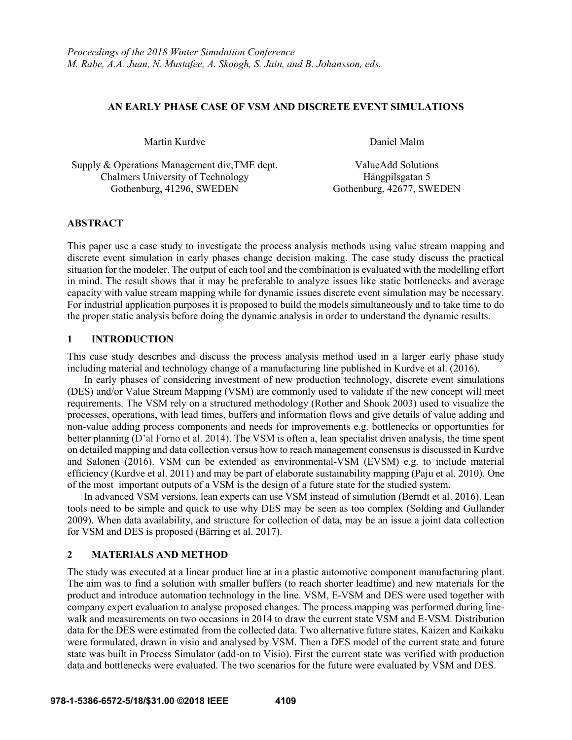*Proceedings of the 2018 Winter Simulation Conference*
*M. Rabe, A.A. Juan, N. Mustafee, A. Skoogh, S. Jain, and B. Johansson, eds.*

# AN EARLY PHASE CASE OF VSM AND DISCRETE EVENT SIMULATIONS

Martin Kurdve

Supply & Operations Management div,TME dept.
Chalmers University of Technology
Gothenburg, 41296, SWEDEN

Daniel Malm

ValueAdd Solutions
Hängpilsgatan 5
Gothenburg, 42677, SWEDEN

## ABSTRACT

This paper use a case study to investigate the process analysis methods using value stream mapping and discrete event simulation in early phases change decision making. The case study discuss the practical situation for the modeler. The output of each tool and the combination is evaluated with the modelling effort in mind. The result shows that it may be preferable to analyze issues like static bottlenecks and average capacity with value stream mapping while for dynamic issues discrete event simulation may be necessary. For industrial application purposes it is proposed to build the models simultaneously and to take time to do the proper static analysis before doing the dynamic analysis in order to understand the dynamic results.

## 1 INTRODUCTION

This case study describes and discuss the process analysis method used in a larger early phase study including material and technology change of a manufacturing line published in Kurdve et al. (2016).

In early phases of considering investment of new production technology, discrete event simulations (DES) and/or Value Stream Mapping (VSM) are commonly used to validate if the new concept will meet requirements. The VSM rely on a structured methodology (Rother and Shook 2003) used to visualize the processes, operations, with lead times, buffers and information flows and give details of value adding and non-value adding process components and needs for improvements e.g. bottlenecks or opportunities for better planning (D'al Forno et al. 2014). The VSM is often a, lean specialist driven analysis, the time spent on detailed mapping and data collection versus how to reach management consensus is discussed in Kurdve and Salonen (2016). VSM can be extended as environmental-VSM (EVSM) e.g. to include material efficiency (Kurdve et al. 2011) and may be part of elaborate sustainability mapping (Paju et al. 2010). One of the most important outputs of a VSM is the design of a future state for the studied system.

In advanced VSM versions, lean experts can use VSM instead of simulation (Berndt et al. 2016). Lean tools need to be simple and quick to use why DES may be seen as too complex (Solding and Gullander 2009). When data availability, and structure for collection of data, may be an issue a joint data collection for VSM and DES is proposed (Bärring et al. 2017).

## 2 MATERIALS AND METHOD

The study was executed at a linear product line at in a plastic automotive component manufacturing plant. The aim was to find a solution with smaller buffers (to reach shorter leadtime) and new materials for the product and introduce automation technology in the line. VSM, E-VSM and DES were used together with company expert evaluation to analyse proposed changes. The process mapping was performed during line-walk and measurements on two occasions in 2014 to draw the current state VSM and E-VSM. Distribution data for the DES were estimated from the collected data. Two alternative future states, Kaizen and Kaikaku were formulated, drawn in visio and analysed by VSM. Then a DES model of the current state and future state was built in Process Simulator (add-on to Visio). First the current state was verified with production data and bottlenecks were evaluated. The two scenarios for the future were evaluated by VSM and DES.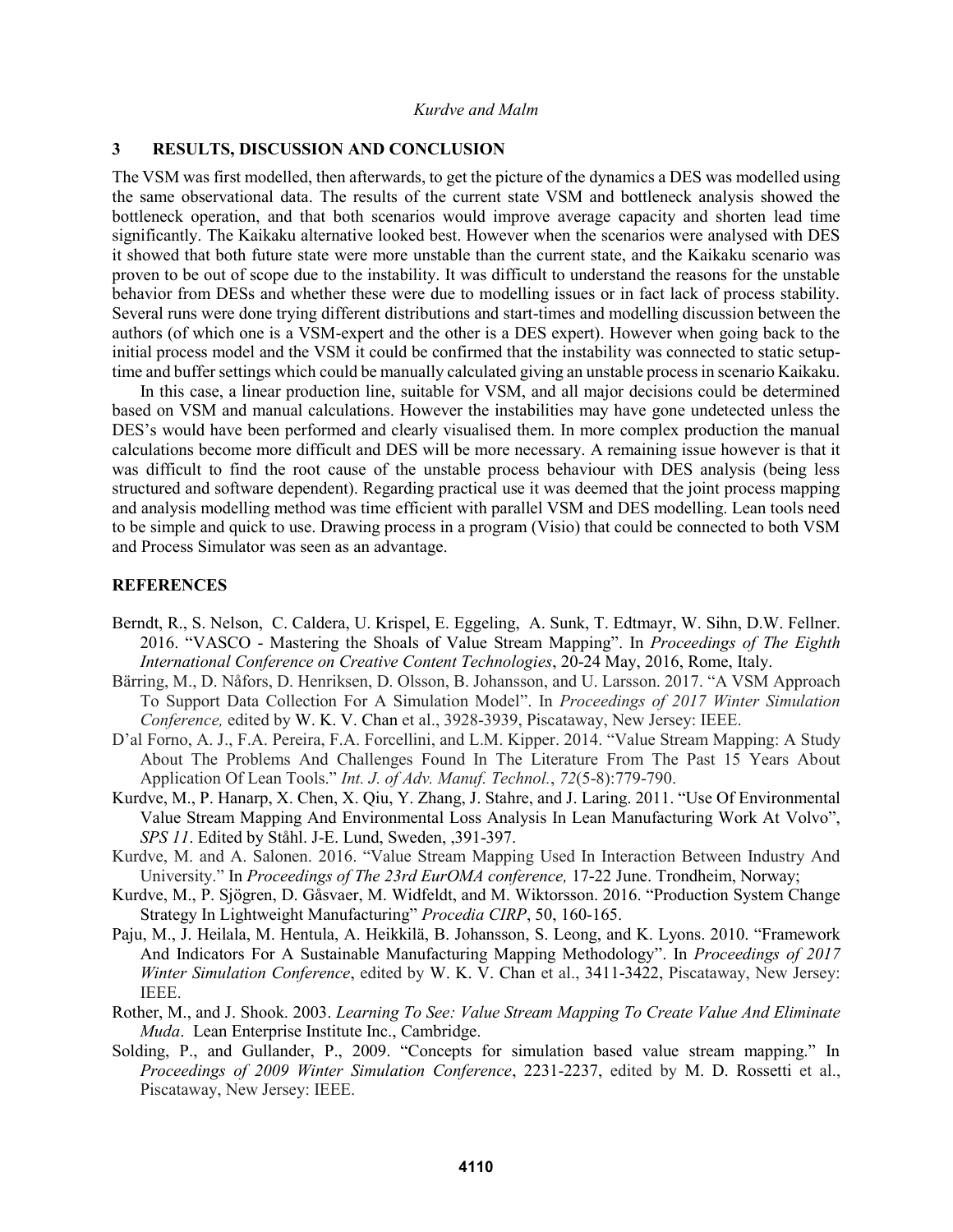## 3 RESULTS, DISCUSSION AND CONCLUSION

The VSM was first modelled, then afterwards, to get the picture of the dynamics a DES was modelled using the same observational data. The results of the current state VSM and bottleneck analysis showed the bottleneck operation, and that both scenarios would improve average capacity and shorten lead time significantly. The Kaikaku alternative looked best. However when the scenarios were analysed with DES it showed that both future state were more unstable than the current state, and the Kaikaku scenario was proven to be out of scope due to the instability. It was difficult to understand the reasons for the unstable behavior from DESs and whether these were due to modelling issues or in fact lack of process stability. Several runs were done trying different distributions and start-times and modelling discussion between the authors (of which one is a VSM-expert and the other is a DES expert). However when going back to the initial process model and the VSM it could be confirmed that the instability was connected to static setup-time and buffer settings which could be manually calculated giving an unstable process in scenario Kaikaku.

In this case, a linear production line, suitable for VSM, and all major decisions could be determined based on VSM and manual calculations. However the instabilities may have gone undetected unless the DES's would have been performed and clearly visualised them. In more complex production the manual calculations become more difficult and DES will be more necessary. A remaining issue however is that it was difficult to find the root cause of the unstable process behaviour with DES analysis (being less structured and software dependent). Regarding practical use it was deemed that the joint process mapping and analysis modelling method was time efficient with parallel VSM and DES modelling. Lean tools need to be simple and quick to use. Drawing process in a program (Visio) that could be connected to both VSM and Process Simulator was seen as an advantage.

## REFERENCES

Berndt, R., S. Nelson, C. Caldera, U. Krispel, E. Eggeling, A. Sunk, T. Edtmayr, W. Sihn, D.W. Fellner. 2016. "VASCO - Mastering the Shoals of Value Stream Mapping". In *Proceedings of The Eighth International Conference on Creative Content Technologies*, 20-24 May, 2016, Rome, Italy.

Bärring, M., D. Nåfors, D. Henriksen, D. Olsson, B. Johansson, and U. Larsson. 2017. "A VSM Approach To Support Data Collection For A Simulation Model". In *Proceedings of 2017 Winter Simulation Conference,* edited by W. K. V. Chan et al., 3928-3939, Piscataway, New Jersey: IEEE.

D'al Forno, A. J., F.A. Pereira, F.A. Forcellini, and L.M. Kipper. 2014. "Value Stream Mapping: A Study About The Problems And Challenges Found In The Literature From The Past 15 Years About Application Of Lean Tools." *Int. J. of Adv. Manuf. Technol.*, *72*(5-8):779-790.

Kurdve, M., P. Hanarp, X. Chen, X. Qiu, Y. Zhang, J. Stahre, and J. Laring. 2011. "Use Of Environmental Value Stream Mapping And Environmental Loss Analysis In Lean Manufacturing Work At Volvo", *SPS 11*. Edited by Ståhl. J-E. Lund, Sweden, ,391-397.

Kurdve, M. and A. Salonen. 2016. "Value Stream Mapping Used In Interaction Between Industry And University." In *Proceedings of The 23rd EurOMA conference,* 17-22 June. Trondheim, Norway;

Kurdve, M., P. Sjögren, D. Gåsvaer, M. Widfeldt, and M. Wiktorsson. 2016. "Production System Change Strategy In Lightweight Manufacturing" *Procedia CIRP*, 50, 160-165.

Paju, M., J. Heilala, M. Hentula, A. Heikkilä, B. Johansson, S. Leong, and K. Lyons. 2010. "Framework And Indicators For A Sustainable Manufacturing Mapping Methodology". In *Proceedings of 2017 Winter Simulation Conference*, edited by W. K. V. Chan et al., 3411-3422, Piscataway, New Jersey: IEEE.

Rother, M., and J. Shook. 2003. *Learning To See: Value Stream Mapping To Create Value And Eliminate Muda*. Lean Enterprise Institute Inc., Cambridge.

Solding, P., and Gullander, P., 2009. "Concepts for simulation based value stream mapping." In *Proceedings of 2009 Winter Simulation Conference*, 2231-2237, edited by M. D. Rossetti et al., Piscataway, New Jersey: IEEE.